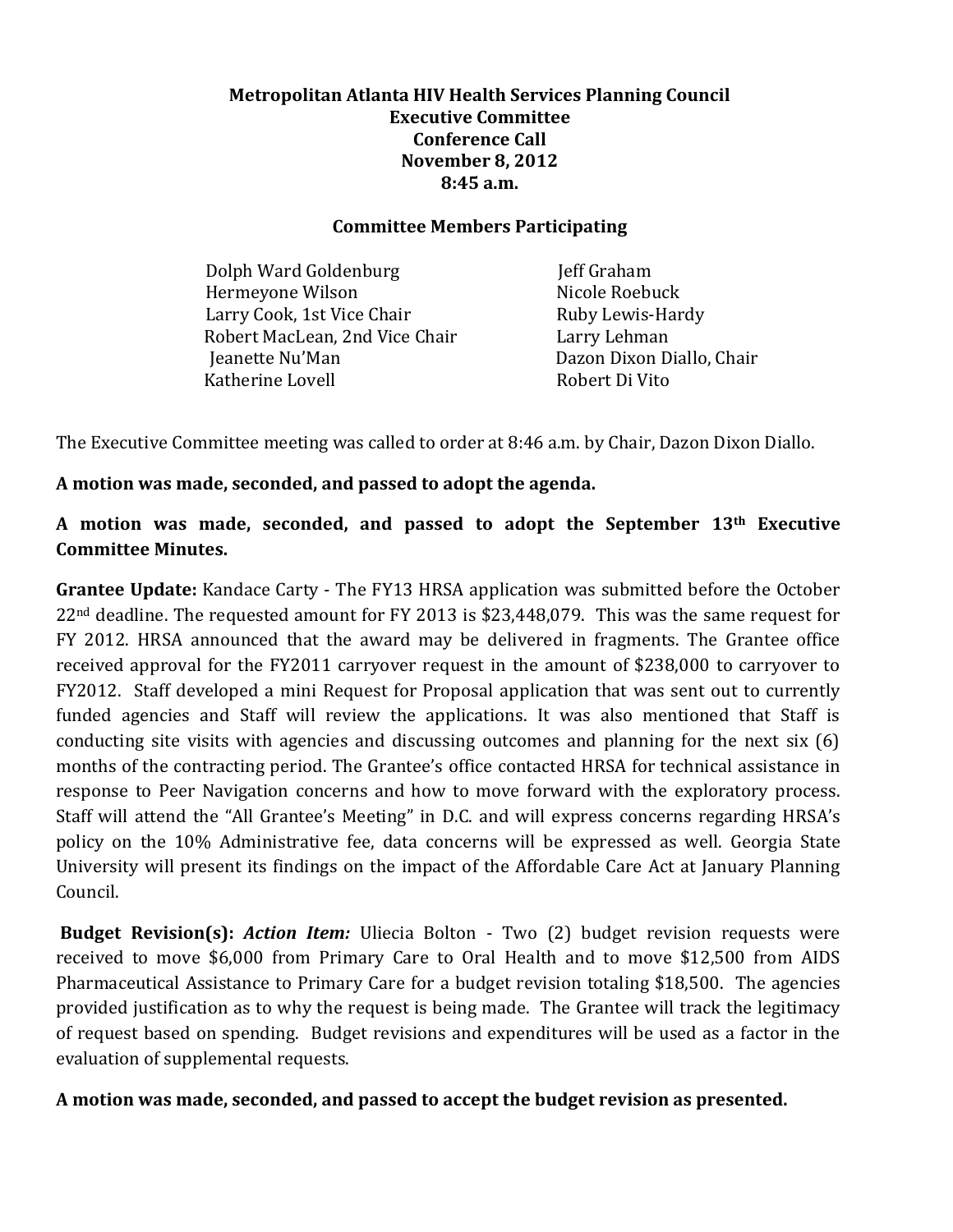**Metropolitan Atlanta HIV Health Services Planning Council**
**Executive Committee**
**Conference Call**
**November 8, 2012**
**8:45 a.m.**

**Committee Members Participating**

| | |
|---|---|
| Dolph Ward Goldenburg | Jeff Graham |
| Hermeyone Wilson | Nicole Roebuck |
| Larry Cook, 1st Vice Chair | Ruby Lewis-Hardy |
| Robert MacLean, 2nd Vice Chair | Larry Lehman |
| Jeanette Nu'Man | Dazon Dixon Diallo, Chair |
| Katherine Lovell | Robert Di Vito |

The Executive Committee meeting was called to order at 8:46 a.m. by Chair, Dazon Dixon Diallo.

**A motion was made, seconded, and passed to adopt the agenda.**

**A motion was made, seconded, and passed to adopt the September 13th Executive Committee Minutes.**

**Grantee Update:** Kandace Carty - The FY13 HRSA application was submitted before the October 22nd deadline. The requested amount for FY 2013 is $23,448,079. This was the same request for FY 2012. HRSA announced that the award may be delivered in fragments. The Grantee office received approval for the FY2011 carryover request in the amount of $238,000 to carryover to FY2012. Staff developed a mini Request for Proposal application that was sent out to currently funded agencies and Staff will review the applications. It was also mentioned that Staff is conducting site visits with agencies and discussing outcomes and planning for the next six (6) months of the contracting period. The Grantee's office contacted HRSA for technical assistance in response to Peer Navigation concerns and how to move forward with the exploratory process. Staff will attend the "All Grantee's Meeting" in D.C. and will express concerns regarding HRSA's policy on the 10% Administrative fee, data concerns will be expressed as well. Georgia State University will present its findings on the impact of the Affordable Care Act at January Planning Council.

**Budget Revision(s):** ***Action Item:*** Uliecia Bolton - Two (2) budget revision requests were received to move $6,000 from Primary Care to Oral Health and to move $12,500 from AIDS Pharmaceutical Assistance to Primary Care for a budget revision totaling $18,500. The agencies provided justification as to why the request is being made. The Grantee will track the legitimacy of request based on spending. Budget revisions and expenditures will be used as a factor in the evaluation of supplemental requests.

**A motion was made, seconded, and passed to accept the budget revision as presented.**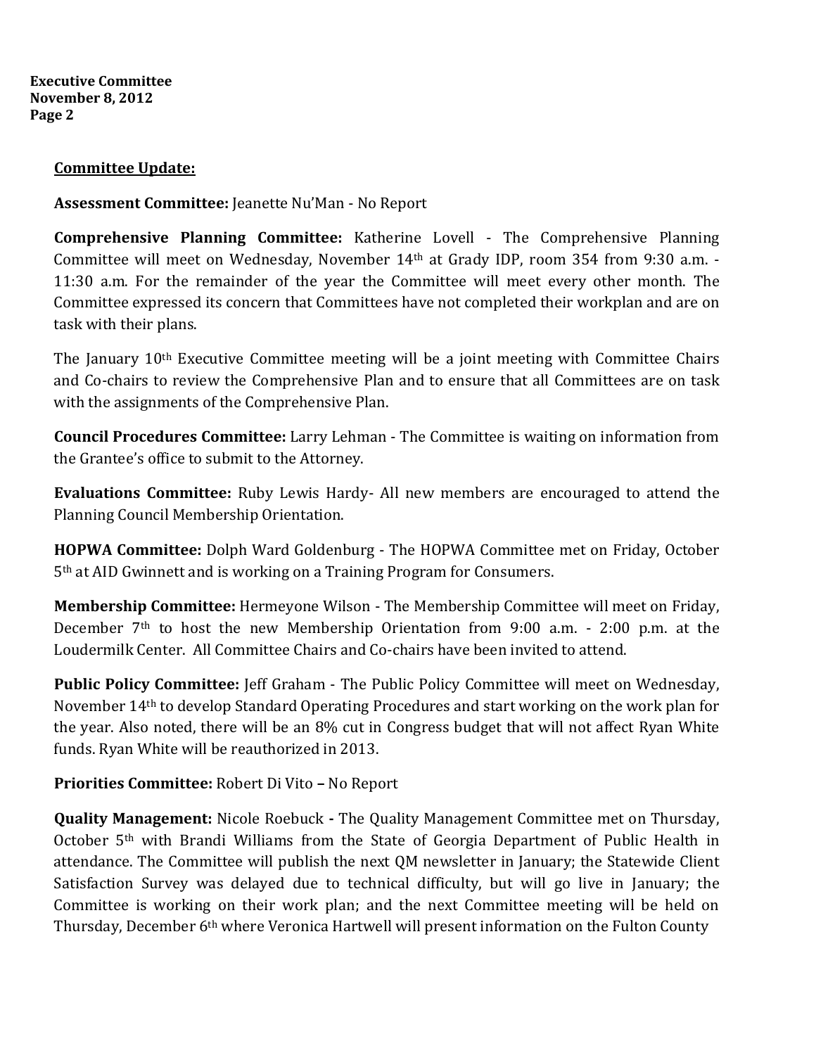**Committee Update:**

**Assessment Committee:** Jeanette Nu'Man - No Report

**Comprehensive Planning Committee:** Katherine Lovell - The Comprehensive Planning Committee will meet on Wednesday, November 14th at Grady IDP, room 354 from 9:30 a.m. - 11:30 a.m. For the remainder of the year the Committee will meet every other month. The Committee expressed its concern that Committees have not completed their workplan and are on task with their plans.

The January 10th Executive Committee meeting will be a joint meeting with Committee Chairs and Co-chairs to review the Comprehensive Plan and to ensure that all Committees are on task with the assignments of the Comprehensive Plan.

**Council Procedures Committee:** Larry Lehman - The Committee is waiting on information from the Grantee's office to submit to the Attorney.

**Evaluations Committee:** Ruby Lewis Hardy- All new members are encouraged to attend the Planning Council Membership Orientation.

**HOPWA Committee:** Dolph Ward Goldenburg - The HOPWA Committee met on Friday, October 5th at AID Gwinnett and is working on a Training Program for Consumers.

**Membership Committee:** Hermeyone Wilson - The Membership Committee will meet on Friday, December 7th to host the new Membership Orientation from 9:00 a.m. - 2:00 p.m. at the Loudermilk Center. All Committee Chairs and Co-chairs have been invited to attend.

**Public Policy Committee:** Jeff Graham - The Public Policy Committee will meet on Wednesday, November 14th to develop Standard Operating Procedures and start working on the work plan for the year. Also noted, there will be an 8% cut in Congress budget that will not affect Ryan White funds. Ryan White will be reauthorized in 2013.

**Priorities Committee:** Robert Di Vito **–** No Report

**Quality Management:** Nicole Roebuck **-** The Quality Management Committee met on Thursday, October 5th with Brandi Williams from the State of Georgia Department of Public Health in attendance. The Committee will publish the next QM newsletter in January; the Statewide Client Satisfaction Survey was delayed due to technical difficulty, but will go live in January; the Committee is working on their work plan; and the next Committee meeting will be held on Thursday, December 6th where Veronica Hartwell will present information on the Fulton County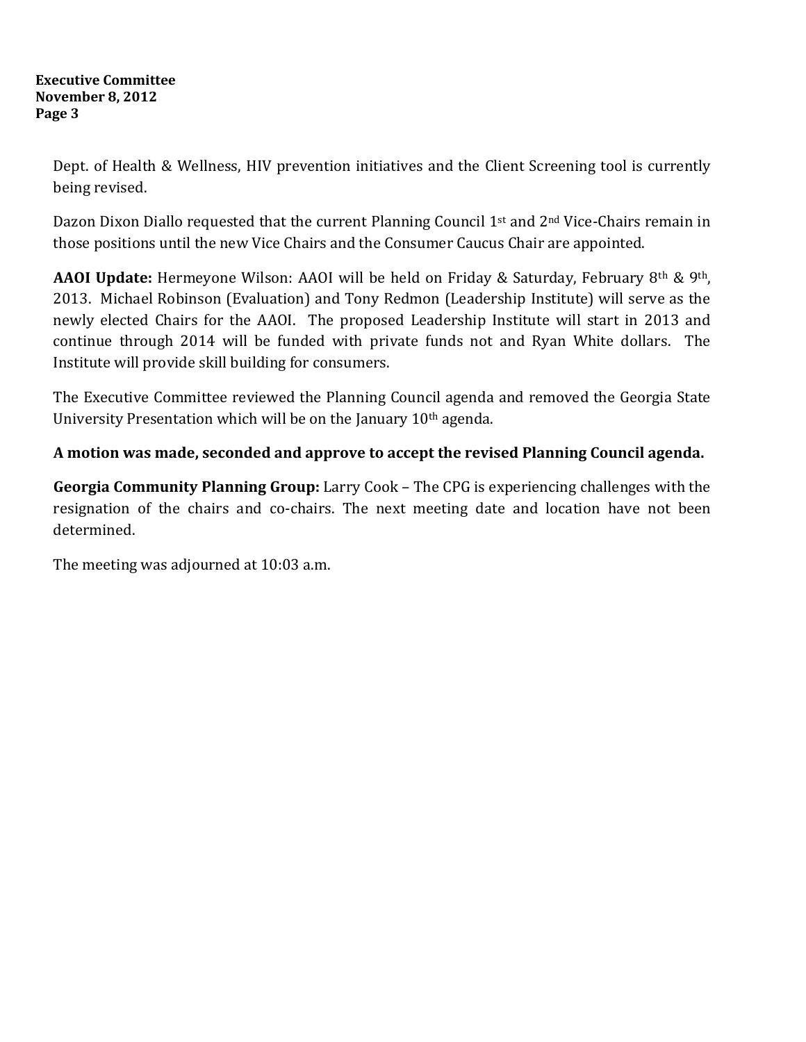Dept. of Health & Wellness, HIV prevention initiatives and the Client Screening tool is currently being revised.

Dazon Dixon Diallo requested that the current Planning Council 1st and 2nd Vice-Chairs remain in those positions until the new Vice Chairs and the Consumer Caucus Chair are appointed.

**AAOI Update:** Hermeyone Wilson: AAOI will be held on Friday & Saturday, February 8th & 9th, 2013. Michael Robinson (Evaluation) and Tony Redmon (Leadership Institute) will serve as the newly elected Chairs for the AAOI. The proposed Leadership Institute will start in 2013 and continue through 2014 will be funded with private funds not and Ryan White dollars. The Institute will provide skill building for consumers.

The Executive Committee reviewed the Planning Council agenda and removed the Georgia State University Presentation which will be on the January 10th agenda.

**A motion was made, seconded and approve to accept the revised Planning Council agenda.**

**Georgia Community Planning Group:** Larry Cook – The CPG is experiencing challenges with the resignation of the chairs and co-chairs. The next meeting date and location have not been determined.

The meeting was adjourned at 10:03 a.m.